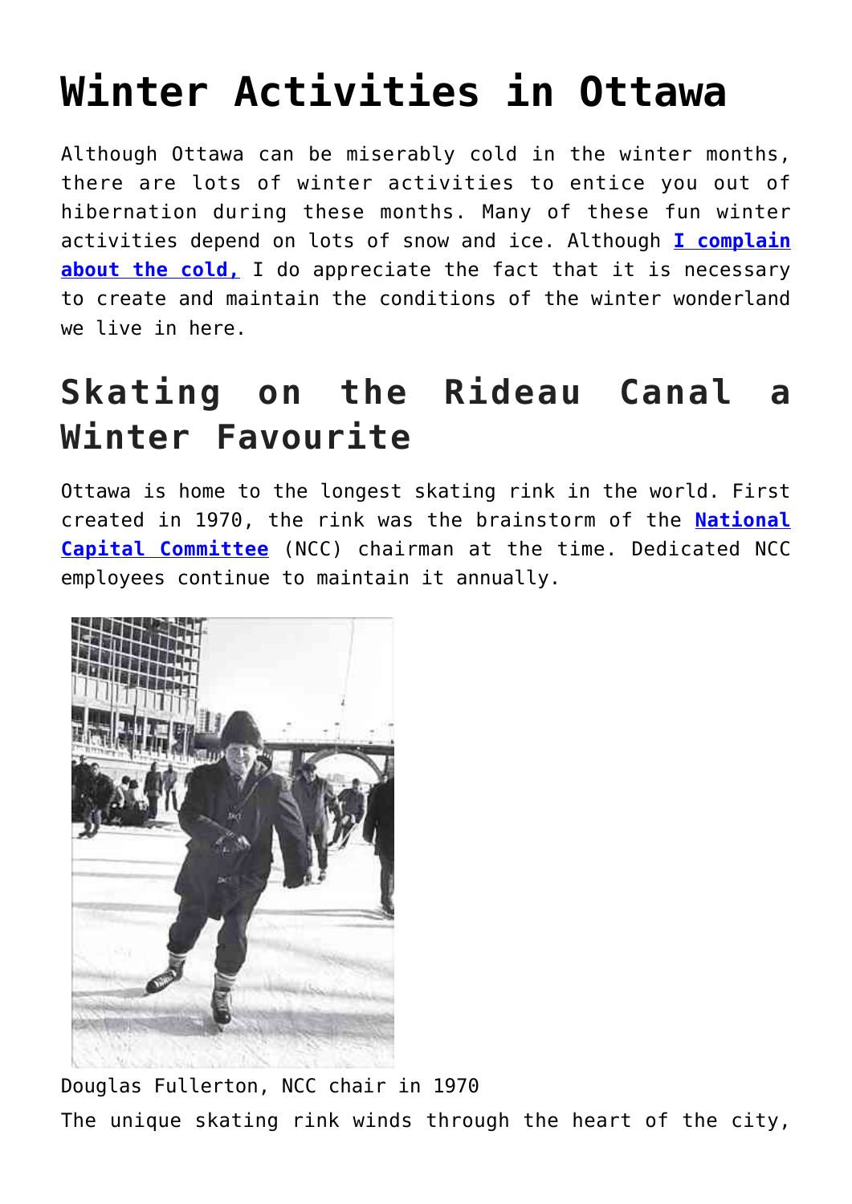# Winter Activities in Ottawa

Although Ottawa can be miserably cold in the winter months, there are lots of winter activities to entice you out of hibernation during these months. Many of these fun winter activities depend on lots of snow and ice. Although **I complain about the cold,** I do appreciate the fact that it is necessary to create and maintain the conditions of the winter wonderland we live in here.

## Skating on the Rideau Canal a Winter Favourite

Ottawa is home to the longest skating rink in the world. First created in 1970, the rink was the brainstorm of the **National Capital Committee** (NCC) chairman at the time. Dedicated NCC employees continue to maintain it annually.

Douglas Fullerton, NCC chair in 1970

The unique skating rink winds through the heart of the city,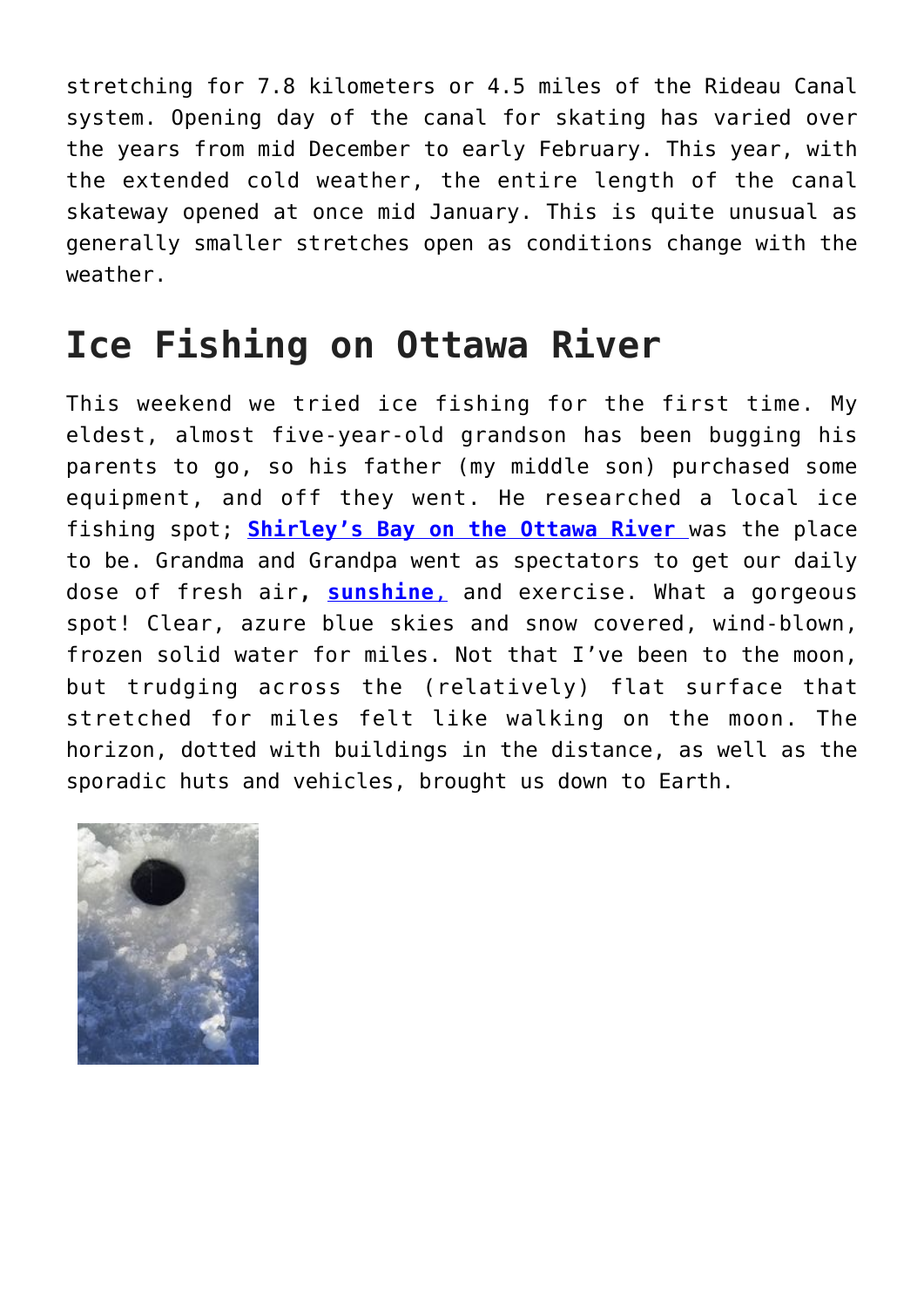stretching for 7.8 kilometers or 4.5 miles of the Rideau Canal system. Opening day of the canal for skating has varied over the years from mid December to early February. This year, with the extended cold weather, the entire length of the canal skateway opened at once mid January. This is quite unusual as generally smaller stretches open as conditions change with the weather.

## Ice Fishing on Ottawa River

This weekend we tried ice fishing for the first time. My eldest, almost five-year-old grandson has been bugging his parents to go, so his father (my middle son) purchased some equipment, and off they went. He researched a local ice fishing spot; **Shirley's Bay on the Ottawa River** was the place to be. Grandma and Grandpa went as spectators to get our daily dose of fresh air, **sunshine,** and exercise. What a gorgeous spot! Clear, azure blue skies and snow covered, wind-blown, frozen solid water for miles. Not that I've been to the moon, but trudging across the (relatively) flat surface that stretched for miles felt like walking on the moon. The horizon, dotted with buildings in the distance, as well as the sporadic huts and vehicles, brought us down to Earth.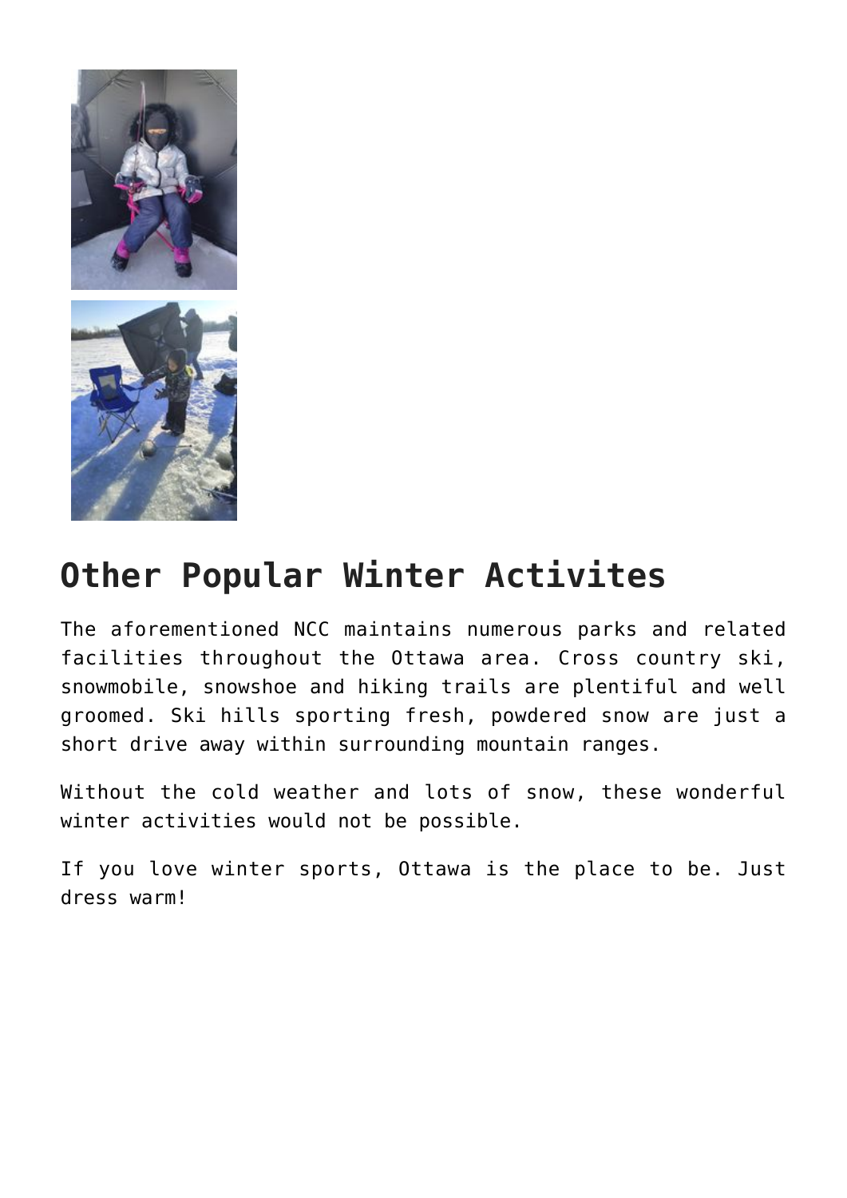## Other Popular Winter Activites

The aforementioned NCC maintains numerous parks and related facilities throughout the Ottawa area. Cross country ski, snowmobile, snowshoe and hiking trails are plentiful and well groomed. Ski hills sporting fresh, powdered snow are just a short drive away within surrounding mountain ranges.

Without the cold weather and lots of snow, these wonderful winter activities would not be possible.

If you love winter sports, Ottawa is the place to be. Just dress warm!